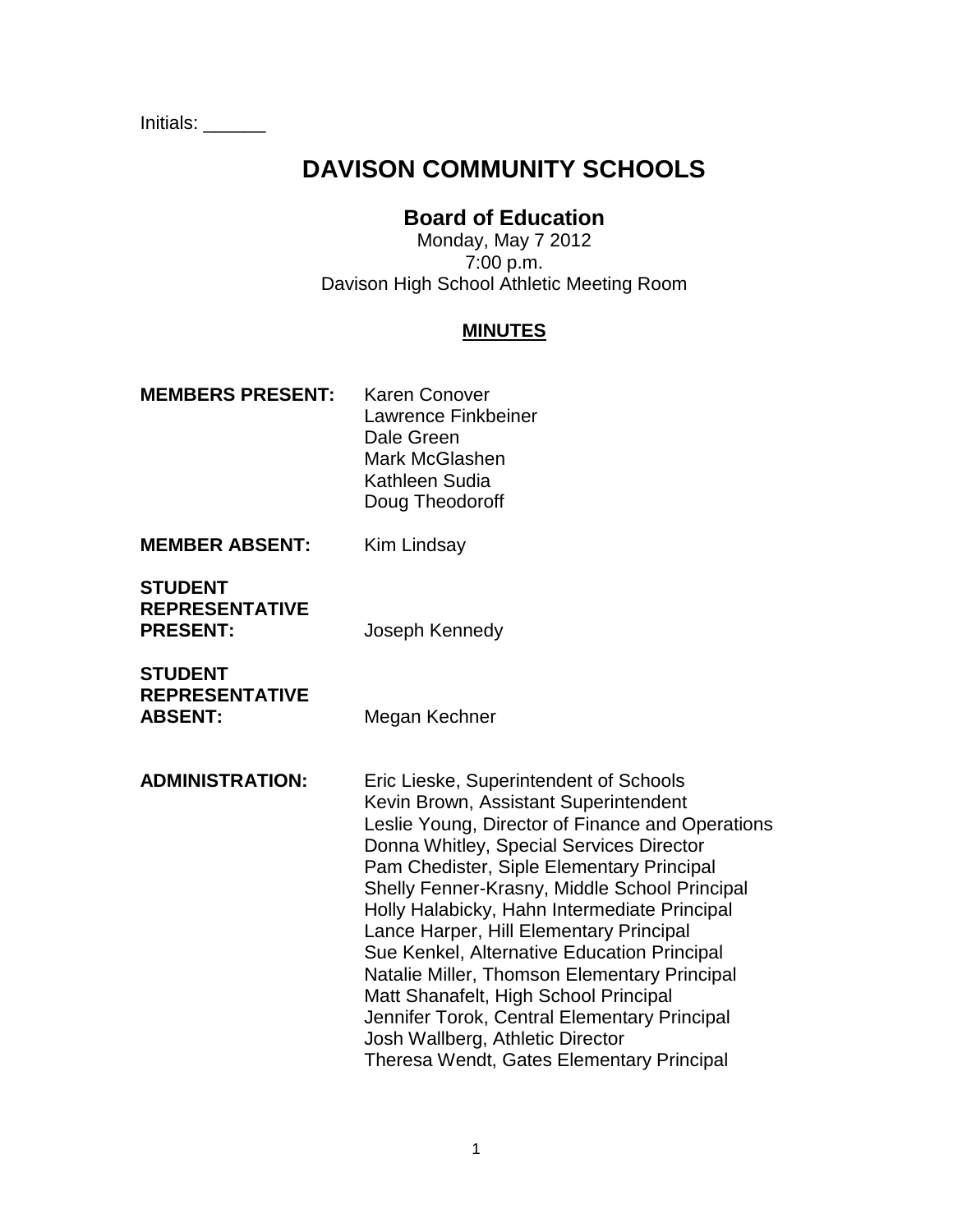Initials: ______

# DAVISON COMMUNITY SCHOOLS

## Board of Education

Monday, May 7 2012
7:00 p.m.
Davison High School Athletic Meeting Room

**MINUTES**

**MEMBERS PRESENT:**
Karen Conover
Lawrence Finkbeiner
Dale Green
Mark McGlashen
Kathleen Sudia
Doug Theodoroff

**MEMBER ABSENT:** Kim Lindsay

**STUDENT REPRESENTATIVE PRESENT:** Joseph Kennedy

**STUDENT REPRESENTATIVE ABSENT:** Megan Kechner

**ADMINISTRATION:**
Eric Lieske, Superintendent of Schools
Kevin Brown, Assistant Superintendent
Leslie Young, Director of Finance and Operations
Donna Whitley, Special Services Director
Pam Chedister, Siple Elementary Principal
Shelly Fenner-Krasny, Middle School Principal
Holly Halabicky, Hahn Intermediate Principal
Lance Harper, Hill Elementary Principal
Sue Kenkel, Alternative Education Principal
Natalie Miller, Thomson Elementary Principal
Matt Shanafelt, High School Principal
Jennifer Torok, Central Elementary Principal
Josh Wallberg, Athletic Director
Theresa Wendt, Gates Elementary Principal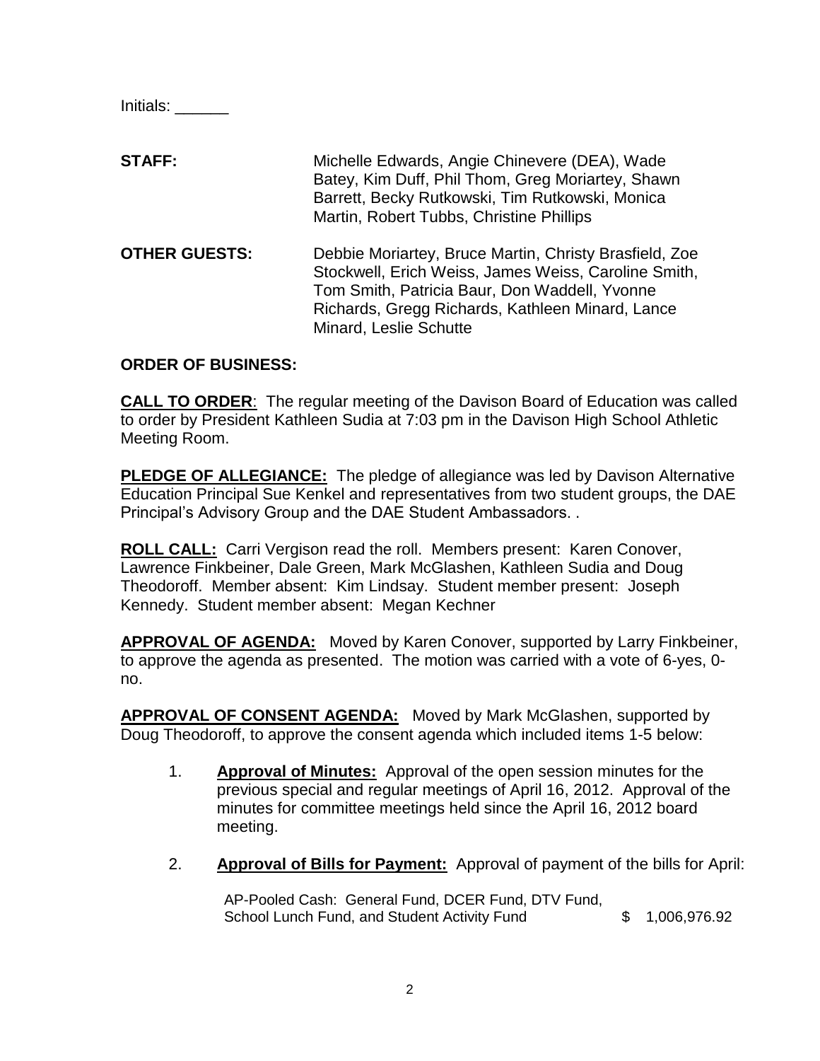Initials: ______

**STAFF:** Michelle Edwards, Angie Chinevere (DEA), Wade Batey, Kim Duff, Phil Thom, Greg Moriartey, Shawn Barrett, Becky Rutkowski, Tim Rutkowski, Monica Martin, Robert Tubbs, Christine Phillips

**OTHER GUESTS:** Debbie Moriartey, Bruce Martin, Christy Brasfield, Zoe Stockwell, Erich Weiss, James Weiss, Caroline Smith, Tom Smith, Patricia Baur, Don Waddell, Yvonne Richards, Gregg Richards, Kathleen Minard, Lance Minard, Leslie Schutte

**ORDER OF BUSINESS:**

**CALL TO ORDER**: The regular meeting of the Davison Board of Education was called to order by President Kathleen Sudia at 7:03 pm in the Davison High School Athletic Meeting Room.

**PLEDGE OF ALLEGIANCE:** The pledge of allegiance was led by Davison Alternative Education Principal Sue Kenkel and representatives from two student groups, the DAE Principal's Advisory Group and the DAE Student Ambassadors. .

**ROLL CALL:** Carri Vergison read the roll. Members present: Karen Conover, Lawrence Finkbeiner, Dale Green, Mark McGlashen, Kathleen Sudia and Doug Theodoroff. Member absent: Kim Lindsay. Student member present: Joseph Kennedy. Student member absent: Megan Kechner

**APPROVAL OF AGENDA:** Moved by Karen Conover, supported by Larry Finkbeiner, to approve the agenda as presented. The motion was carried with a vote of 6-yes, 0-no.

**APPROVAL OF CONSENT AGENDA:** Moved by Mark McGlashen, supported by Doug Theodoroff, to approve the consent agenda which included items 1-5 below:

1. **Approval of Minutes:** Approval of the open session minutes for the previous special and regular meetings of April 16, 2012. Approval of the minutes for committee meetings held since the April 16, 2012 board meeting.

2. **Approval of Bills for Payment:** Approval of payment of the bills for April:

   AP-Pooled Cash: General Fund, DCER Fund, DTV Fund, School Lunch Fund, and Student Activity Fund $ 1,006,976.92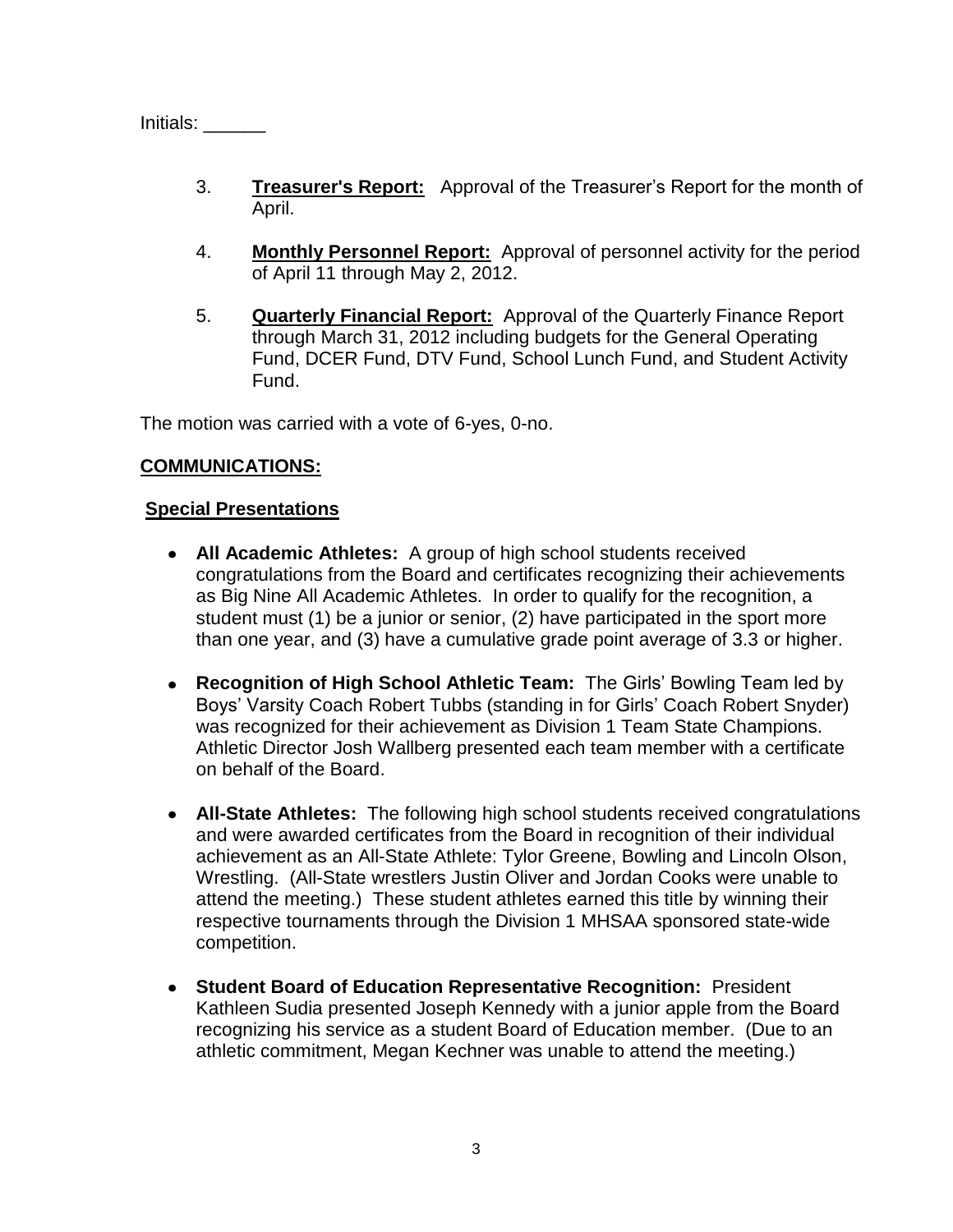Initials: ______

3. **Treasurer's Report:** Approval of the Treasurer's Report for the month of April.

4. **Monthly Personnel Report:** Approval of personnel activity for the period of April 11 through May 2, 2012.

5. **Quarterly Financial Report:** Approval of the Quarterly Finance Report through March 31, 2012 including budgets for the General Operating Fund, DCER Fund, DTV Fund, School Lunch Fund, and Student Activity Fund.

The motion was carried with a vote of 6-yes, 0-no.

**COMMUNICATIONS:**

**Special Presentations**

- **All Academic Athletes:** A group of high school students received congratulations from the Board and certificates recognizing their achievements as Big Nine All Academic Athletes. In order to qualify for the recognition, a student must (1) be a junior or senior, (2) have participated in the sport more than one year, and (3) have a cumulative grade point average of 3.3 or higher.

- **Recognition of High School Athletic Team:** The Girls' Bowling Team led by Boys' Varsity Coach Robert Tubbs (standing in for Girls' Coach Robert Snyder) was recognized for their achievement as Division 1 Team State Champions. Athletic Director Josh Wallberg presented each team member with a certificate on behalf of the Board.

- **All-State Athletes:** The following high school students received congratulations and were awarded certificates from the Board in recognition of their individual achievement as an All-State Athlete: Tylor Greene, Bowling and Lincoln Olson, Wrestling. (All-State wrestlers Justin Oliver and Jordan Cooks were unable to attend the meeting.) These student athletes earned this title by winning their respective tournaments through the Division 1 MHSAA sponsored state-wide competition.

- **Student Board of Education Representative Recognition:** President Kathleen Sudia presented Joseph Kennedy with a junior apple from the Board recognizing his service as a student Board of Education member. (Due to an athletic commitment, Megan Kechner was unable to attend the meeting.)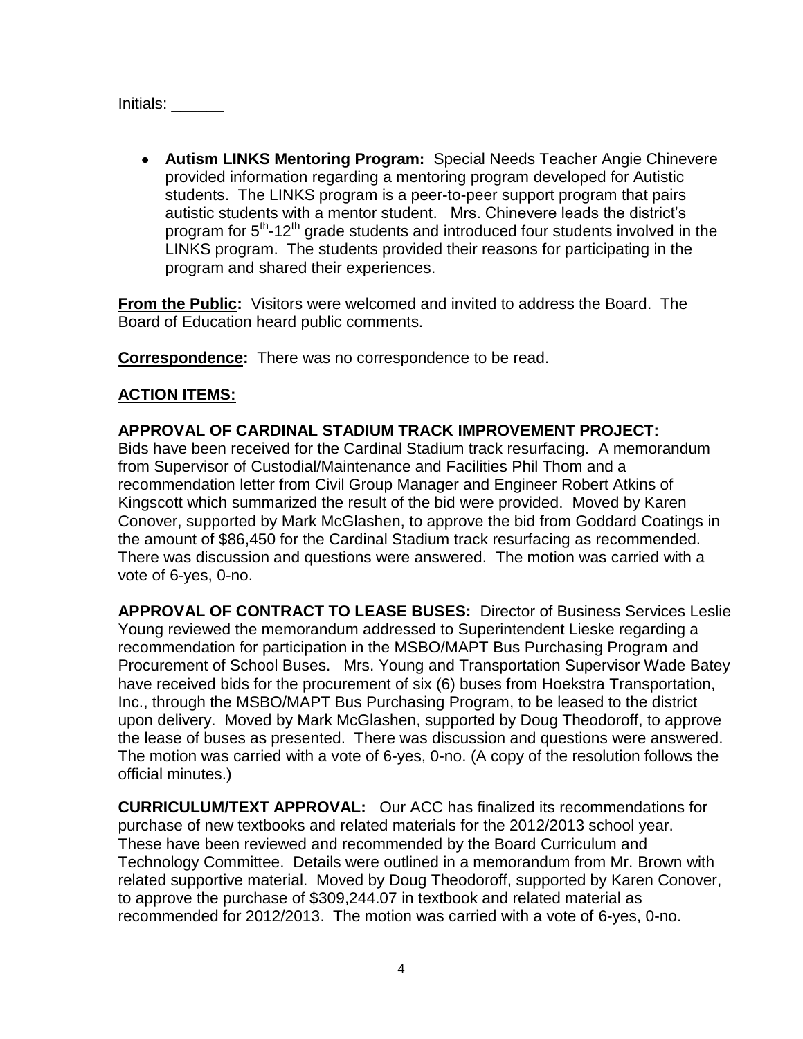Initials: ______

- **Autism LINKS Mentoring Program:** Special Needs Teacher Angie Chinevere provided information regarding a mentoring program developed for Autistic students. The LINKS program is a peer-to-peer support program that pairs autistic students with a mentor student. Mrs. Chinevere leads the district's program for 5th-12th grade students and introduced four students involved in the LINKS program. The students provided their reasons for participating in the program and shared their experiences.

**From the Public:** Visitors were welcomed and invited to address the Board. The Board of Education heard public comments.

**Correspondence:** There was no correspondence to be read.

**ACTION ITEMS:**

**APPROVAL OF CARDINAL STADIUM TRACK IMPROVEMENT PROJECT:** Bids have been received for the Cardinal Stadium track resurfacing. A memorandum from Supervisor of Custodial/Maintenance and Facilities Phil Thom and a recommendation letter from Civil Group Manager and Engineer Robert Atkins of Kingscott which summarized the result of the bid were provided. Moved by Karen Conover, supported by Mark McGlashen, to approve the bid from Goddard Coatings in the amount of $86,450 for the Cardinal Stadium track resurfacing as recommended. There was discussion and questions were answered. The motion was carried with a vote of 6-yes, 0-no.

**APPROVAL OF CONTRACT TO LEASE BUSES:** Director of Business Services Leslie Young reviewed the memorandum addressed to Superintendent Lieske regarding a recommendation for participation in the MSBO/MAPT Bus Purchasing Program and Procurement of School Buses. Mrs. Young and Transportation Supervisor Wade Batey have received bids for the procurement of six (6) buses from Hoekstra Transportation, Inc., through the MSBO/MAPT Bus Purchasing Program, to be leased to the district upon delivery. Moved by Mark McGlashen, supported by Doug Theodoroff, to approve the lease of buses as presented. There was discussion and questions were answered. The motion was carried with a vote of 6-yes, 0-no. (A copy of the resolution follows the official minutes.)

**CURRICULUM/TEXT APPROVAL:** Our ACC has finalized its recommendations for purchase of new textbooks and related materials for the 2012/2013 school year. These have been reviewed and recommended by the Board Curriculum and Technology Committee. Details were outlined in a memorandum from Mr. Brown with related supportive material. Moved by Doug Theodoroff, supported by Karen Conover, to approve the purchase of $309,244.07 in textbook and related material as recommended for 2012/2013. The motion was carried with a vote of 6-yes, 0-no.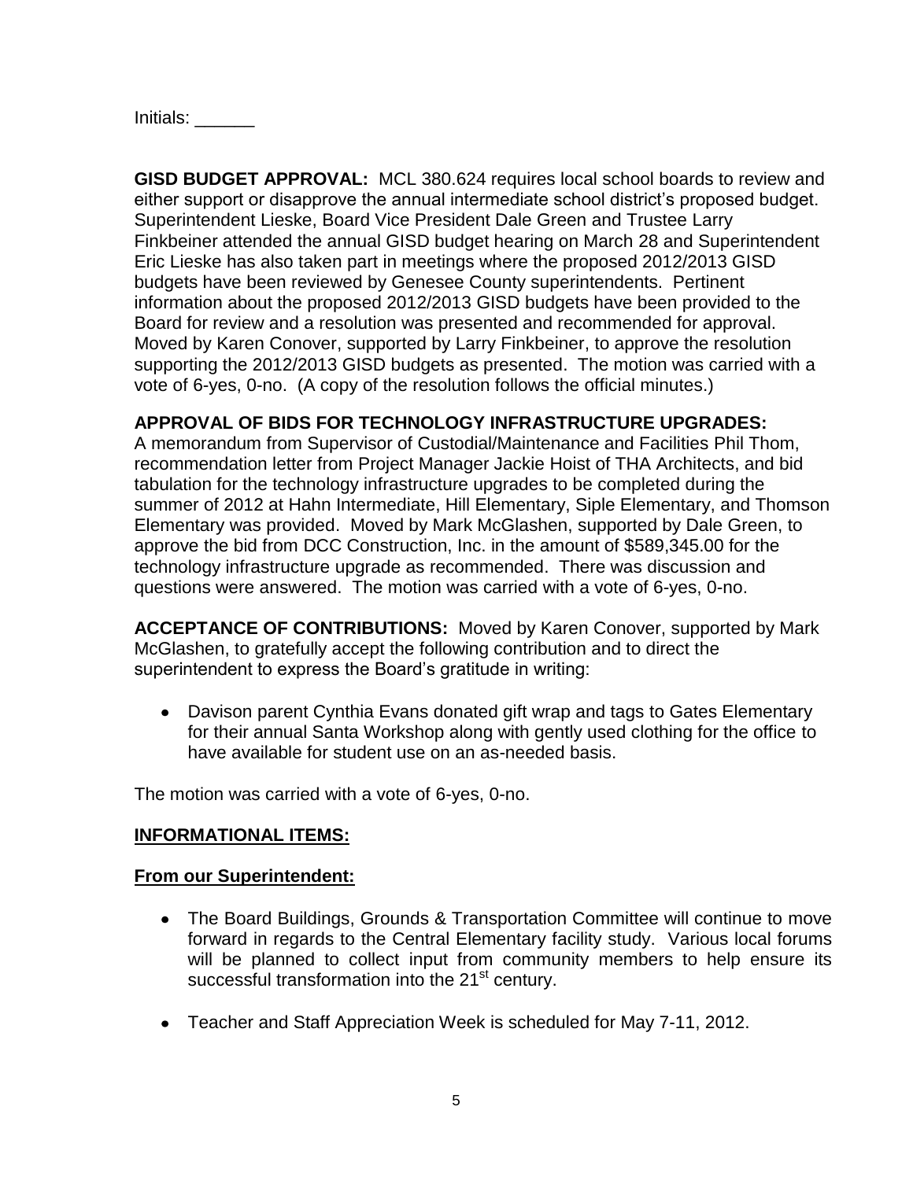Initials: ______

**GISD BUDGET APPROVAL:** MCL 380.624 requires local school boards to review and either support or disapprove the annual intermediate school district's proposed budget. Superintendent Lieske, Board Vice President Dale Green and Trustee Larry Finkbeiner attended the annual GISD budget hearing on March 28 and Superintendent Eric Lieske has also taken part in meetings where the proposed 2012/2013 GISD budgets have been reviewed by Genesee County superintendents. Pertinent information about the proposed 2012/2013 GISD budgets have been provided to the Board for review and a resolution was presented and recommended for approval. Moved by Karen Conover, supported by Larry Finkbeiner, to approve the resolution supporting the 2012/2013 GISD budgets as presented. The motion was carried with a vote of 6-yes, 0-no. (A copy of the resolution follows the official minutes.)

**APPROVAL OF BIDS FOR TECHNOLOGY INFRASTRUCTURE UPGRADES:** A memorandum from Supervisor of Custodial/Maintenance and Facilities Phil Thom, recommendation letter from Project Manager Jackie Hoist of THA Architects, and bid tabulation for the technology infrastructure upgrades to be completed during the summer of 2012 at Hahn Intermediate, Hill Elementary, Siple Elementary, and Thomson Elementary was provided. Moved by Mark McGlashen, supported by Dale Green, to approve the bid from DCC Construction, Inc. in the amount of $589,345.00 for the technology infrastructure upgrade as recommended. There was discussion and questions were answered. The motion was carried with a vote of 6-yes, 0-no.

**ACCEPTANCE OF CONTRIBUTIONS:** Moved by Karen Conover, supported by Mark McGlashen, to gratefully accept the following contribution and to direct the superintendent to express the Board's gratitude in writing:

- Davison parent Cynthia Evans donated gift wrap and tags to Gates Elementary for their annual Santa Workshop along with gently used clothing for the office to have available for student use on an as-needed basis.

The motion was carried with a vote of 6-yes, 0-no.

**INFORMATIONAL ITEMS:**

**From our Superintendent:**

- The Board Buildings, Grounds & Transportation Committee will continue to move forward in regards to the Central Elementary facility study. Various local forums will be planned to collect input from community members to help ensure its successful transformation into the 21st century.
- Teacher and Staff Appreciation Week is scheduled for May 7-11, 2012.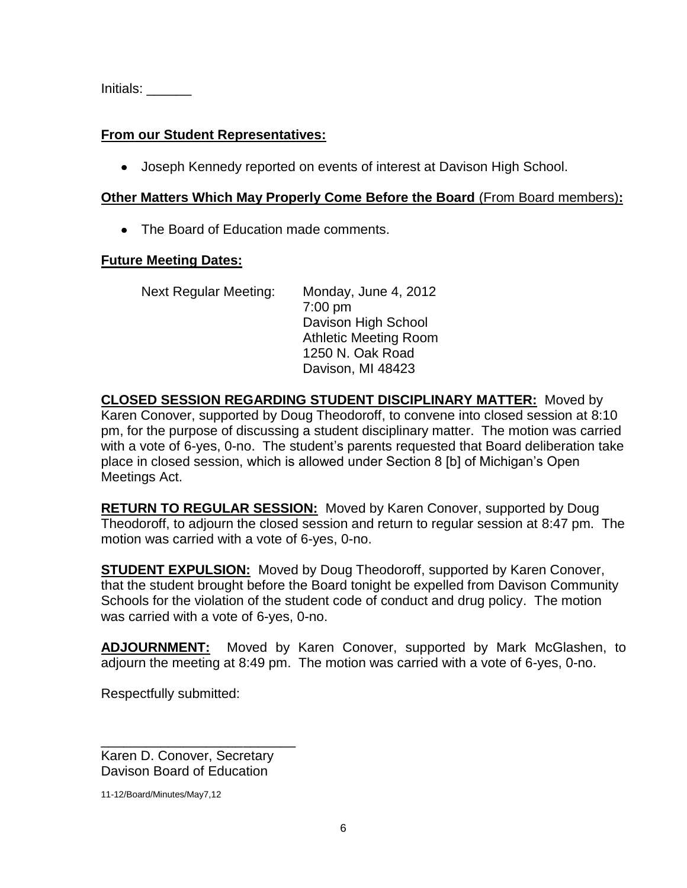Initials: ______

**From our Student Representatives:**

- Joseph Kennedy reported on events of interest at Davison High School.

**Other Matters Which May Properly Come Before the Board** (From Board members)**:**

- The Board of Education made comments.

**Future Meeting Dates:**

Next Regular Meeting: Monday, June 4, 2012
7:00 pm
Davison High School
Athletic Meeting Room
1250 N. Oak Road
Davison, MI 48423

**CLOSED SESSION REGARDING STUDENT DISCIPLINARY MATTER:** Moved by Karen Conover, supported by Doug Theodoroff, to convene into closed session at 8:10 pm, for the purpose of discussing a student disciplinary matter. The motion was carried with a vote of 6-yes, 0-no. The student's parents requested that Board deliberation take place in closed session, which is allowed under Section 8 [b] of Michigan's Open Meetings Act.

**RETURN TO REGULAR SESSION:** Moved by Karen Conover, supported by Doug Theodoroff, to adjourn the closed session and return to regular session at 8:47 pm. The motion was carried with a vote of 6-yes, 0-no.

**STUDENT EXPULSION:** Moved by Doug Theodoroff, supported by Karen Conover, that the student brought before the Board tonight be expelled from Davison Community Schools for the violation of the student code of conduct and drug policy. The motion was carried with a vote of 6-yes, 0-no.

**ADJOURNMENT:** Moved by Karen Conover, supported by Mark McGlashen, to adjourn the meeting at 8:49 pm. The motion was carried with a vote of 6-yes, 0-no.

Respectfully submitted:

___________________________
Karen D. Conover, Secretary
Davison Board of Education

11-12/Board/Minutes/May7,12